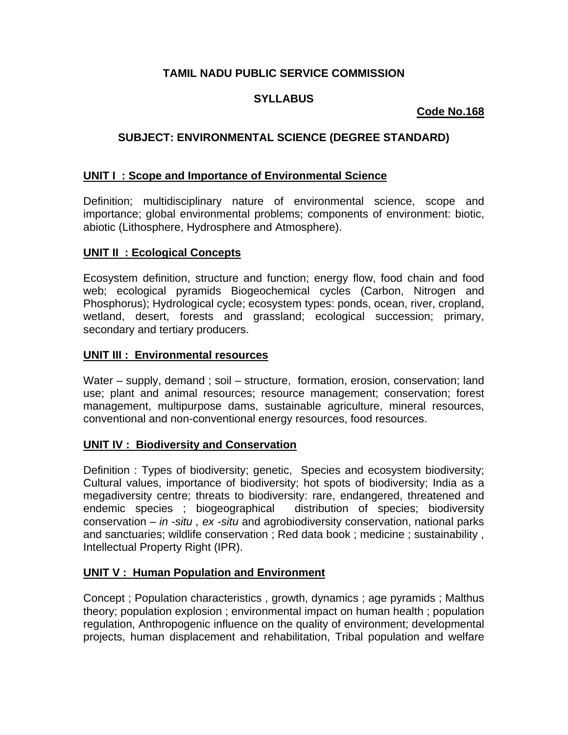**TAMIL NADU PUBLIC SERVICE COMMISSION**

**SYLLABUS**

**Code No.168**

## SUBJECT: ENVIRONMENTAL SCIENCE (DEGREE STANDARD)

### UNIT I : Scope and Importance of Environmental Science

Definition; multidisciplinary nature of environmental science, scope and importance; global environmental problems; components of environment: biotic, abiotic (Lithosphere, Hydrosphere and Atmosphere).

### UNIT II : Ecological Concepts

Ecosystem definition, structure and function; energy flow, food chain and food web; ecological pyramids Biogeochemical cycles (Carbon, Nitrogen and Phosphorus); Hydrological cycle; ecosystem types: ponds, ocean, river, cropland, wetland, desert, forests and grassland; ecological succession; primary, secondary and tertiary producers.

### UNIT III : Environmental resources

Water – supply, demand ; soil – structure, formation, erosion, conservation; land use; plant and animal resources; resource management; conservation; forest management, multipurpose dams, sustainable agriculture, mineral resources, conventional and non-conventional energy resources, food resources.

### UNIT IV : Biodiversity and Conservation

Definition : Types of biodiversity; genetic, Species and ecosystem biodiversity; Cultural values, importance of biodiversity; hot spots of biodiversity; India as a megadiversity centre; threats to biodiversity: rare, endangered, threatened and endemic species ; biogeographical distribution of species; biodiversity conservation – *in -situ , ex -situ* and agrobiodiversity conservation, national parks and sanctuaries; wildlife conservation ; Red data book ; medicine ; sustainability , Intellectual Property Right (IPR).

### UNIT V : Human Population and Environment

Concept ; Population characteristics , growth, dynamics ; age pyramids ; Malthus theory; population explosion ; environmental impact on human health ; population regulation, Anthropogenic influence on the quality of environment; developmental projects, human displacement and rehabilitation, Tribal population and welfare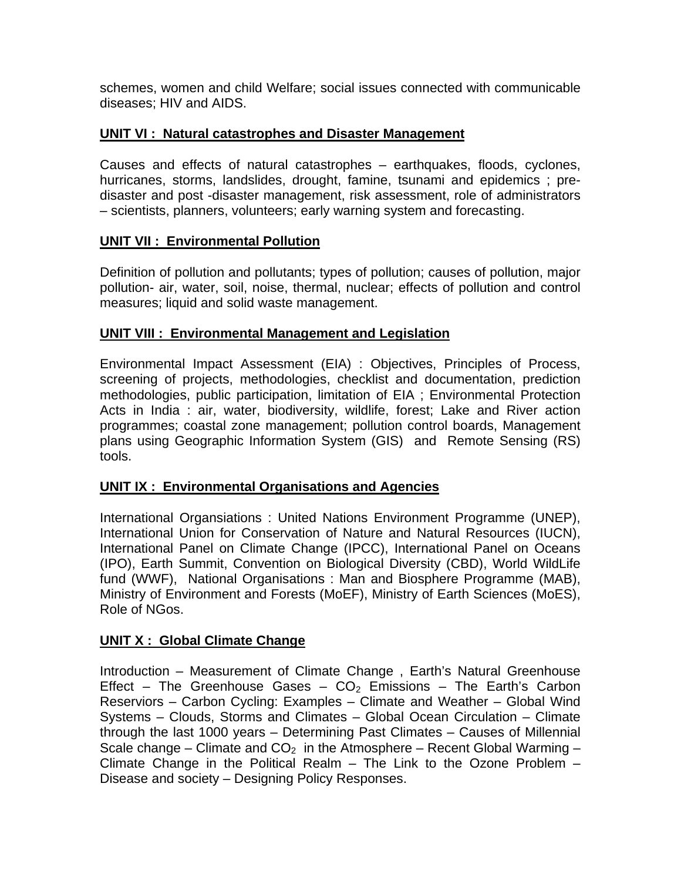schemes, women and child Welfare; social issues connected with communicable diseases; HIV and AIDS.

## UNIT VI : Natural catastrophes and Disaster Management

Causes and effects of natural catastrophes – earthquakes, floods, cyclones, hurricanes, storms, landslides, drought, famine, tsunami and epidemics ; pre-disaster and post -disaster management, risk assessment, role of administrators – scientists, planners, volunteers; early warning system and forecasting.

## UNIT VII : Environmental Pollution

Definition of pollution and pollutants; types of pollution; causes of pollution, major pollution- air, water, soil, noise, thermal, nuclear; effects of pollution and control measures; liquid and solid waste management.

## UNIT VIII : Environmental Management and Legislation

Environmental Impact Assessment (EIA) : Objectives, Principles of Process, screening of projects, methodologies, checklist and documentation, prediction methodologies, public participation, limitation of EIA ; Environmental Protection Acts in India : air, water, biodiversity, wildlife, forest; Lake and River action programmes; coastal zone management; pollution control boards, Management plans using Geographic Information System (GIS) and Remote Sensing (RS) tools.

## UNIT IX : Environmental Organisations and Agencies

International Organsiations : United Nations Environment Programme (UNEP), International Union for Conservation of Nature and Natural Resources (IUCN), International Panel on Climate Change (IPCC), International Panel on Oceans (IPO), Earth Summit, Convention on Biological Diversity (CBD), World WildLife fund (WWF), National Organisations : Man and Biosphere Programme (MAB), Ministry of Environment and Forests (MoEF), Ministry of Earth Sciences (MoES), Role of NGos.

## UNIT X : Global Climate Change

Introduction – Measurement of Climate Change , Earth's Natural Greenhouse Effect – The Greenhouse Gases – $CO_2$ Emissions – The Earth's Carbon Reserviors – Carbon Cycling: Examples – Climate and Weather – Global Wind Systems – Clouds, Storms and Climates – Global Ocean Circulation – Climate through the last 1000 years – Determining Past Climates – Causes of Millennial Scale change – Climate and $CO_2$ in the Atmosphere – Recent Global Warming – Climate Change in the Political Realm – The Link to the Ozone Problem – Disease and society – Designing Policy Responses.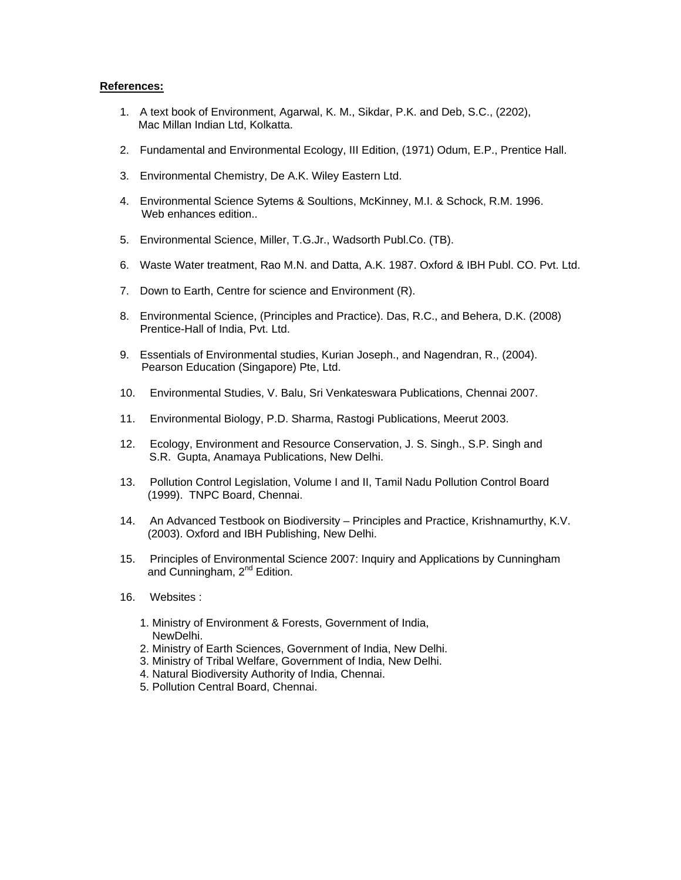**References:**

1. A text book of Environment, Agarwal, K. M., Sikdar, P.K. and Deb, S.C., (2202), Mac Millan Indian Ltd, Kolkatta.

2. Fundamental and Environmental Ecology, III Edition, (1971) Odum, E.P., Prentice Hall.

3. Environmental Chemistry, De A.K. Wiley Eastern Ltd.

4. Environmental Science Sytems & Soultions, McKinney, M.I. & Schock, R.M. 1996. Web enhances edition..

5. Environmental Science, Miller, T.G.Jr., Wadsorth Publ.Co. (TB).

6. Waste Water treatment, Rao M.N. and Datta, A.K. 1987. Oxford & IBH Publ. CO. Pvt. Ltd.

7. Down to Earth, Centre for science and Environment (R).

8. Environmental Science, (Principles and Practice). Das, R.C., and Behera, D.K. (2008) Prentice-Hall of India, Pvt. Ltd.

9. Essentials of Environmental studies, Kurian Joseph., and Nagendran, R., (2004). Pearson Education (Singapore) Pte, Ltd.

10. Environmental Studies, V. Balu, Sri Venkateswara Publications, Chennai 2007.

11. Environmental Biology, P.D. Sharma, Rastogi Publications, Meerut 2003.

12. Ecology, Environment and Resource Conservation, J. S. Singh., S.P. Singh and S.R. Gupta, Anamaya Publications, New Delhi.

13. Pollution Control Legislation, Volume I and II, Tamil Nadu Pollution Control Board (1999). TNPC Board, Chennai.

14. An Advanced Testbook on Biodiversity – Principles and Practice, Krishnamurthy, K.V. (2003). Oxford and IBH Publishing, New Delhi.

15. Principles of Environmental Science 2007: Inquiry and Applications by Cunningham and Cunningham, 2nd Edition.

16. Websites :

    1. Ministry of Environment & Forests, Government of India, NewDelhi.
    2. Ministry of Earth Sciences, Government of India, New Delhi.
    3. Ministry of Tribal Welfare, Government of India, New Delhi.
    4. Natural Biodiversity Authority of India, Chennai.
    5. Pollution Central Board, Chennai.